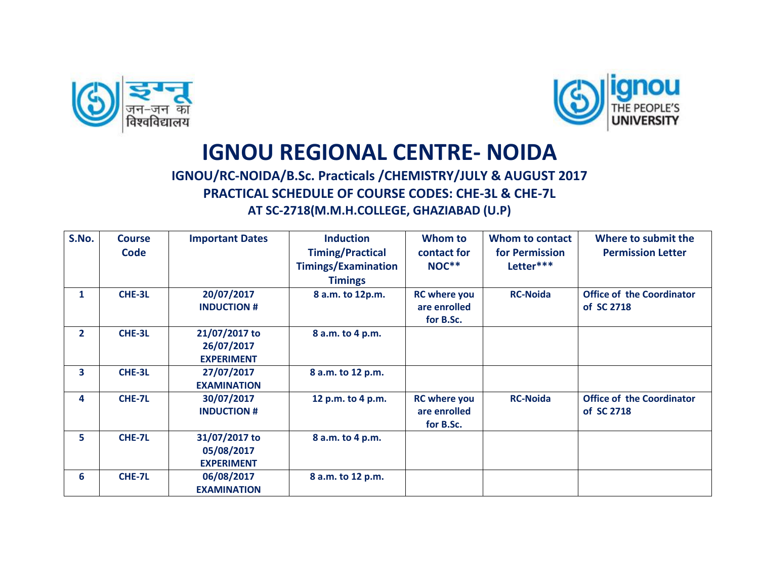# IGNOU REGIONAL CENTRE- NOIDA

**IGNOU/RC-NOIDA/B.Sc. Practicals /CHEMISTRY/JULY & AUGUST 2017**

**PRACTICAL SCHEDULE OF COURSE CODES: CHE-3L & CHE-7L**

**AT SC-2718(M.M.H.COLLEGE, GHAZIABAD (U.P)**

| S.No. | Course Code | Important Dates | Induction Timing/Practical Timings/Examination Timings | Whom to contact for NOC** | Whom to contact for Permission Letter*** | Where to submit the Permission Letter |
|---|---|---|---|---|---|---|
| 1 | CHE-3L | 20/07/2017 INDUCTION # | 8 a.m. to 12p.m. | RC where you are enrolled for B.Sc. | RC-Noida | Office of the Coordinator of SC 2718 |
| 2 | CHE-3L | 21/07/2017 to 26/07/2017 EXPERIMENT | 8 a.m. to 4 p.m. | | | |
| 3 | CHE-3L | 27/07/2017 EXAMINATION | 8 a.m. to 12 p.m. | | | |
| 4 | CHE-7L | 30/07/2017 INDUCTION # | 12 p.m. to 4 p.m. | RC where you are enrolled for B.Sc. | RC-Noida | Office of the Coordinator of SC 2718 |
| 5 | CHE-7L | 31/07/2017 to 05/08/2017 EXPERIMENT | 8 a.m. to 4 p.m. | | | |
| 6 | CHE-7L | 06/08/2017 EXAMINATION | 8 a.m. to 12 p.m. | | | |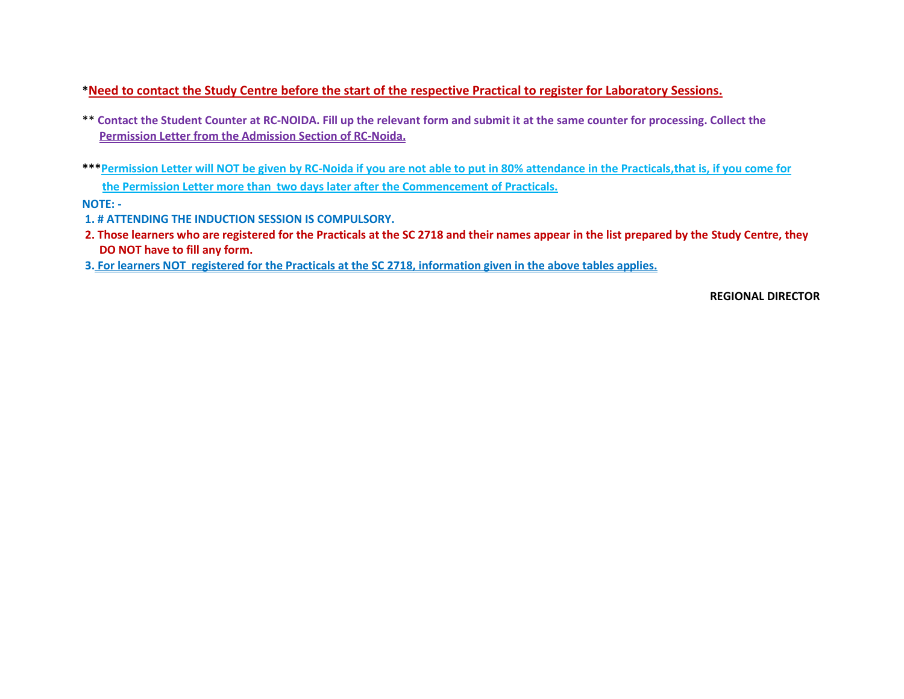*Need to contact the Study Centre before the start of the respective Practical to register for Laboratory Sessions.

** Contact the Student Counter at RC-NOIDA. Fill up the relevant form and submit it at the same counter for processing. Collect the Permission Letter from the Admission Section of RC-Noida.

***Permission Letter will NOT be given by RC-Noida if you are not able to put in 80% attendance in the Practicals,that is, if you come for the Permission Letter more than two days later after the Commencement of Practicals.

**NOTE: -**

1. **# ATTENDING THE INDUCTION SESSION IS COMPULSORY.**
2. **Those learners who are registered for the Practicals at the SC 2718 and their names appear in the list prepared by the Study Centre, they DO NOT have to fill any form.**
3. **For learners NOT registered for the Practicals at the SC 2718, information given in the above tables applies.**

**REGIONAL DIRECTOR**